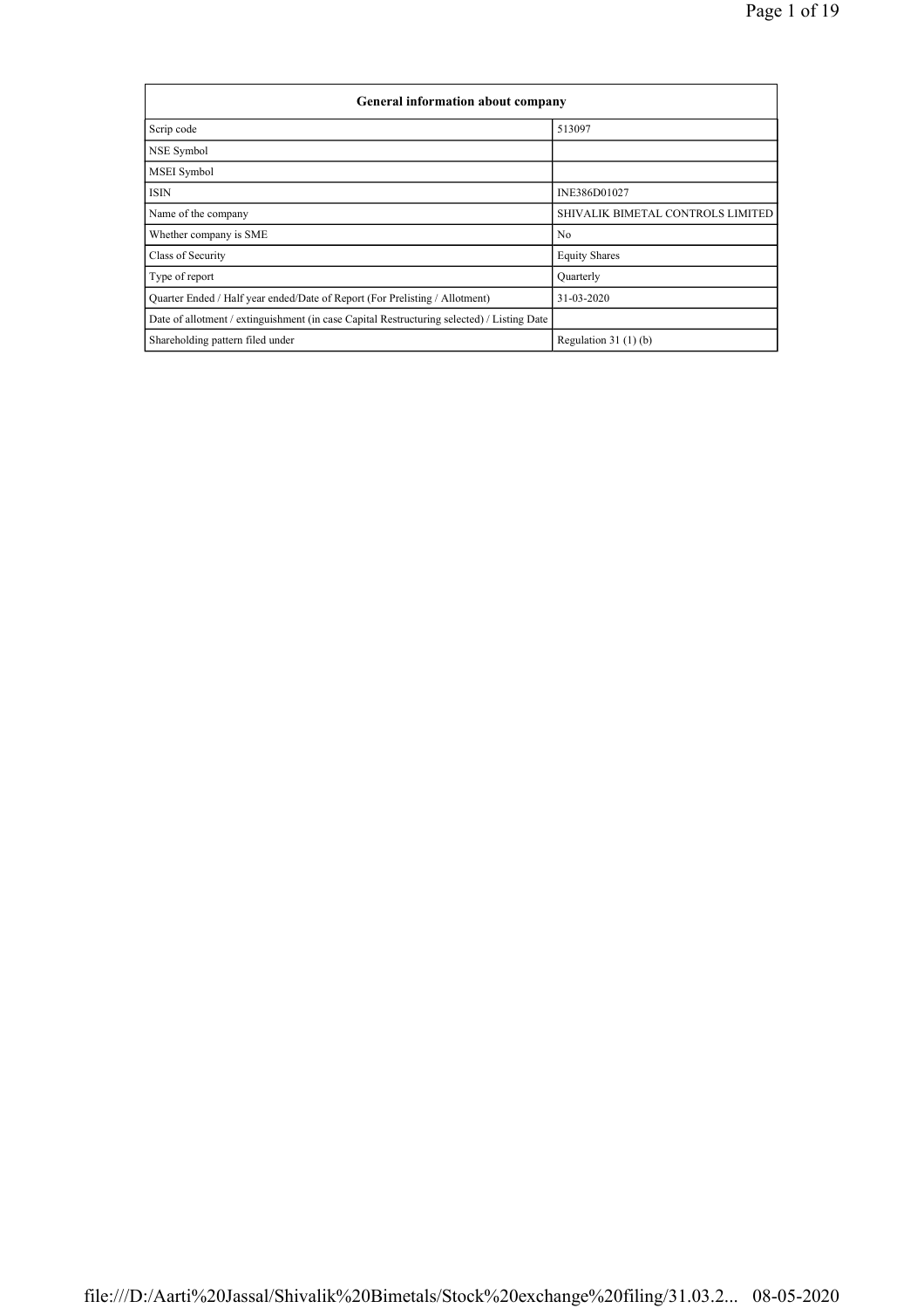| General information about company | |
|---|---|
| Scrip code | 513097 |
| NSE Symbol | |
| MSEI Symbol | |
| ISIN | INE386D01027 |
| Name of the company | SHIVALIK BIMETAL CONTROLS LIMITED |
| Whether company is SME | No |
| Class of Security | Equity Shares |
| Type of report | Quarterly |
| Quarter Ended / Half year ended/Date of Report (For Prelisting / Allotment) | 31-03-2020 |
| Date of allotment / extinguishment (in case Capital Restructuring selected) / Listing Date | |
| Shareholding pattern filed under | Regulation 31 (1) (b) |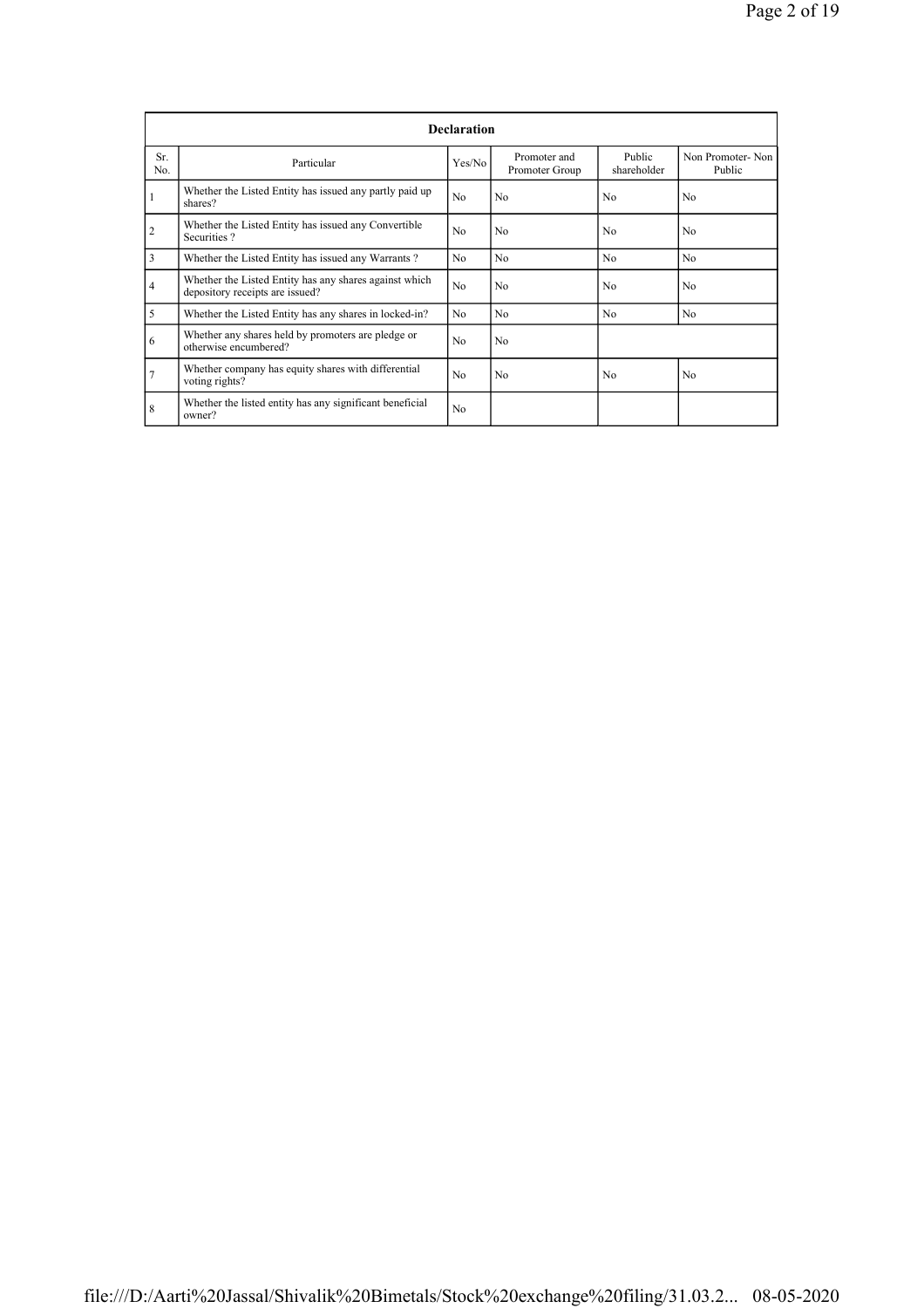| Declaration | | | | | |
|---|---|---|---|---|---|
| Sr. No. | Particular | Yes/No | Promoter and Promoter Group | Public shareholder | Non Promoter- Non Public |
| 1 | Whether the Listed Entity has issued any partly paid up shares? | No | No | No | No |
| 2 | Whether the Listed Entity has issued any Convertible Securities ? | No | No | No | No |
| 3 | Whether the Listed Entity has issued any Warrants ? | No | No | No | No |
| 4 | Whether the Listed Entity has any shares against which depository receipts are issued? | No | No | No | No |
| 5 | Whether the Listed Entity has any shares in locked-in? | No | No | No | No |
| 6 | Whether any shares held by promoters are pledge or otherwise encumbered? | No | No | | |
| 7 | Whether company has equity shares with differential voting rights? | No | No | No | No |
| 8 | Whether the listed entity has any significant beneficial owner? | No | | | |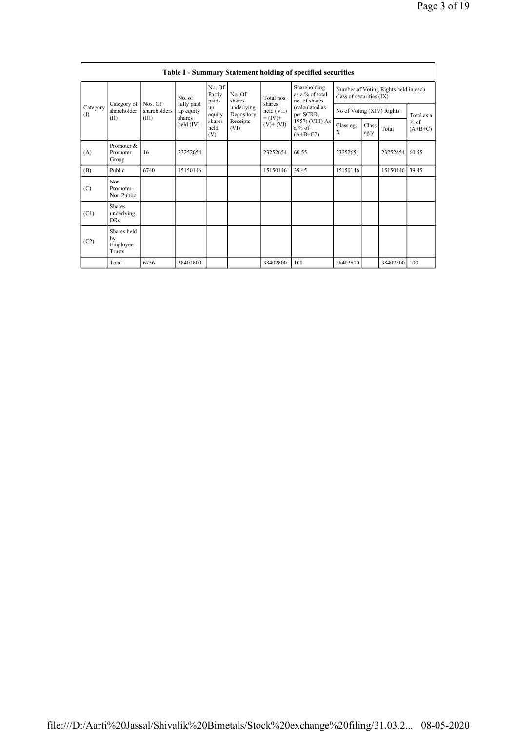## Table I - Summary Statement holding of specified securities

| Category (I) | Category of shareholder (II) | Nos. Of shareholders (III) | No. of fully paid up equity shares held (IV) | No. Of Partly paid-up equity shares held (V) | No. Of shares underlying Depository Receipts (VI) | Total nos. shares held (VII) = (IV)+ (V)+ (VI) | Shareholding as a % of total no. of shares (calculated as per SCRR, 1957) (VIII) As a % of (A+B+C2) | Number of Voting Rights held in each class of securities (IX) | | | |
|---|---|---|---|---|---|---|---|---|---|---|---|
| | | | | | | | | No of Voting (XIV) Rights | | | Total as a % of (A+B+C) |
| | | | | | | | | Class eg: X | Class eg:y | Total | |
| (A) | Promoter & Promoter Group | 16 | 23252654 | | | 23252654 | 60.55 | 23252654 | | 23252654 | 60.55 |
| (B) | Public | 6740 | 15150146 | | | 15150146 | 39.45 | 15150146 | | 15150146 | 39.45 |
| (C) | Non Promoter- Non Public | | | | | | | | | | |
| (C1) | Shares underlying DRs | | | | | | | | | | |
| (C2) | Shares held by Employee Trusts | | | | | | | | | | |
| | Total | 6756 | 38402800 | | | 38402800 | 100 | 38402800 | | 38402800 | 100 |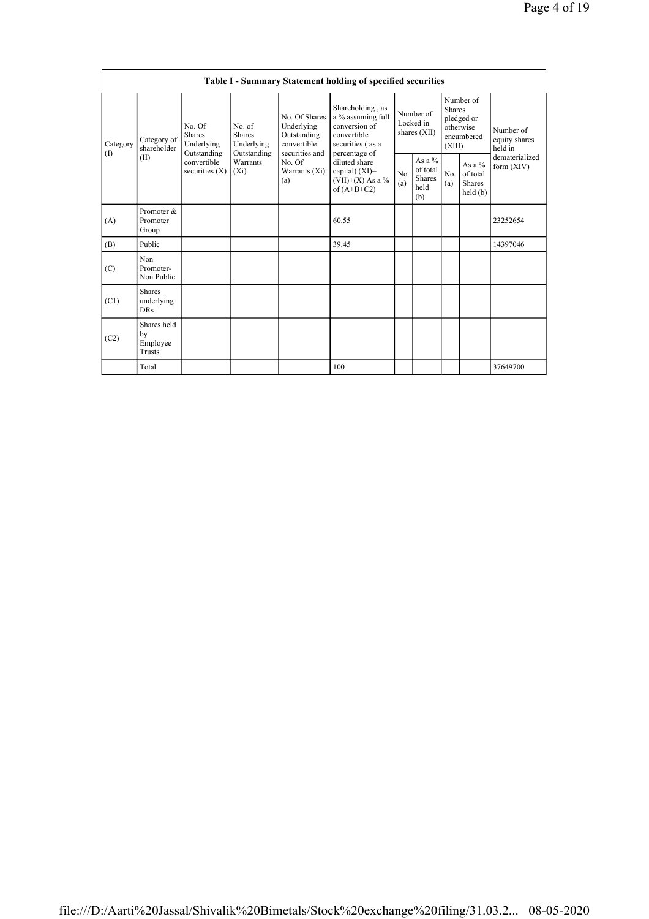**Table I - Summary Statement holding of specified securities**

| Category (I) | Category of shareholder (II) | No. Of Shares Underlying Outstanding convertible securities (X) | No. of Shares Underlying Outstanding Warrants (Xi) | No. Of Shares Underlying Outstanding convertible securities and No. Of Warrants (Xi) (a) | Shareholding , as a % assuming full conversion of convertible securities ( as a percentage of diluted share capital) (XI)= (VII)+(X) As a % of (A+B+C2) | Number of Locked in shares (XII) | | Number of Shares pledged or otherwise encumbered (XIII) | | Number of equity shares held in dematerialized form (XIV) |
|---|---|---|---|---|---|---|---|---|---|---|
| | | | | | | No. (a) | As a % of total Shares held (b) | No. (a) | As a % of total Shares held (b) | |
| (A) | Promoter & Promoter Group | | | | 60.55 | | | | | 23252654 |
| (B) | Public | | | | 39.45 | | | | | 14397046 |
| (C) | Non Promoter- Non Public | | | | | | | | | |
| (C1) | Shares underlying DRs | | | | | | | | | |
| (C2) | Shares held by Employee Trusts | | | | | | | | | |
| | Total | | | | 100 | | | | | 37649700 |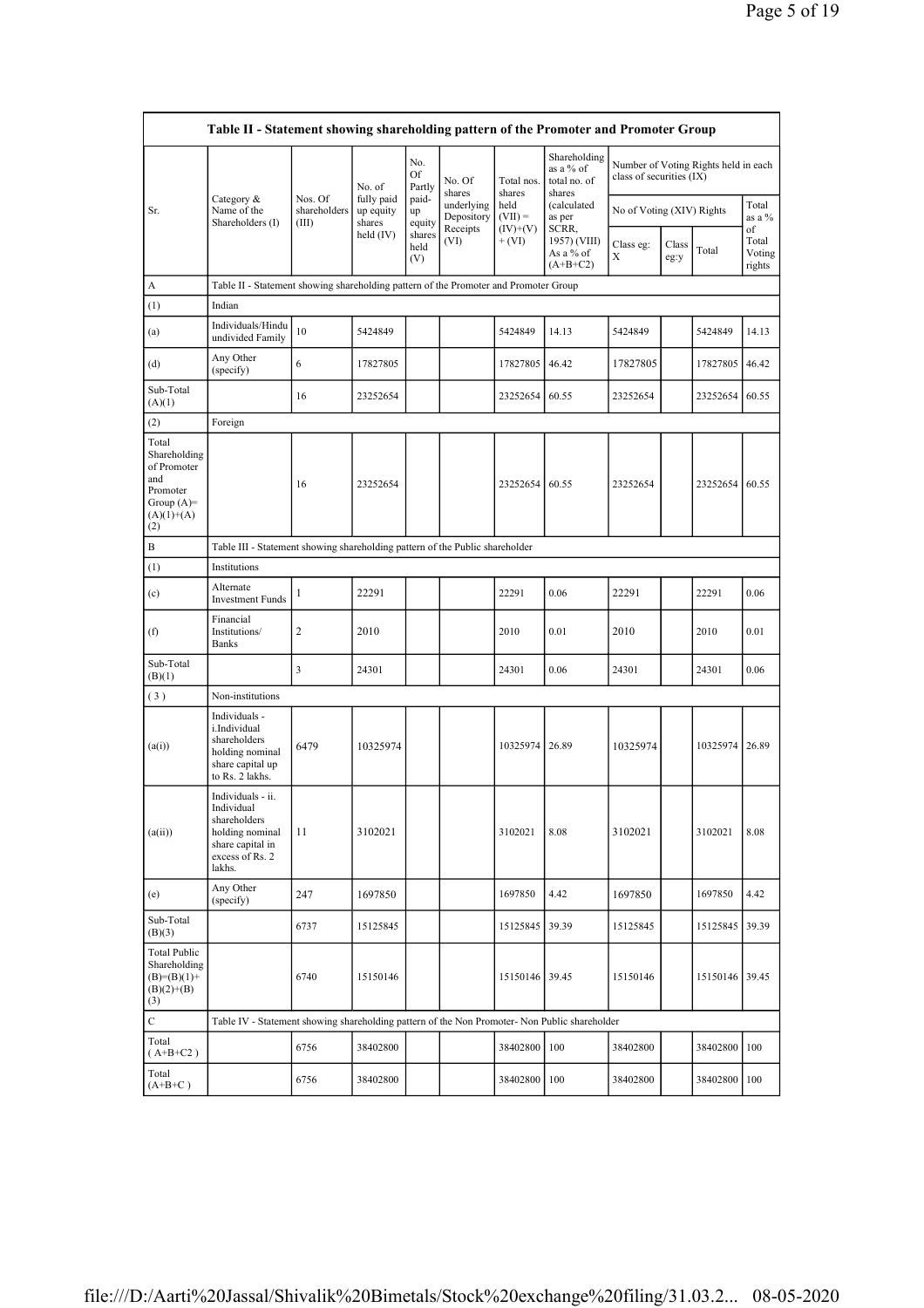| Table II - Statement showing shareholding pattern of the Promoter and Promoter Group | | | | | | | | | | | | |
|---|---|---|---|---|---|---|---|---|---|---|---|---|
| Sr. | Category & Name of the Shareholders (I) | Nos. Of shareholders (III) | No. of fully paid up equity shares held (IV) | No. Of Partly paid-up equity shares held (V) | No. Of shares underlying Depository Receipts (VI) | Total nos. shares held (VII) = (IV)+(V)+ (VI) | Shareholding as a % of total no. of shares (calculated as per SCRR, 1957) (VIII) As a % of (A+B+C2) | Number of Voting Rights held in each class of securities (IX) | | | |
| | | | | | | | | No of Voting (XIV) Rights | | | Total as a % of Total Voting rights |
| | | | | | | | | Class eg: X | Class eg:y | Total | |
| A | Table II - Statement showing shareholding pattern of the Promoter and Promoter Group | | | | | | | | | | |
| (1) | Indian | | | | | | | | | | |
| (a) | Individuals/Hindu undivided Family | 10 | 5424849 | | | 5424849 | 14.13 | 5424849 | | 5424849 | 14.13 |
| (d) | Any Other (specify) | 6 | 17827805 | | | 17827805 | 46.42 | 17827805 | | 17827805 | 46.42 |
| Sub-Total (A)(1) | | 16 | 23252654 | | | 23252654 | 60.55 | 23252654 | | 23252654 | 60.55 |
| (2) | Foreign | | | | | | | | | | |
| Total Shareholding of Promoter and Promoter Group (A)=(A)(1)+(A)(2) | | 16 | 23252654 | | | 23252654 | 60.55 | 23252654 | | 23252654 | 60.55 |
| B | Table III - Statement showing shareholding pattern of the Public shareholder | | | | | | | | | | |
| (1) | Institutions | | | | | | | | | | |
| (c) | Alternate Investment Funds | 1 | 22291 | | | 22291 | 0.06 | 22291 | | 22291 | 0.06 |
| (f) | Financial Institutions/ Banks | 2 | 2010 | | | 2010 | 0.01 | 2010 | | 2010 | 0.01 |
| Sub-Total (B)(1) | | 3 | 24301 | | | 24301 | 0.06 | 24301 | | 24301 | 0.06 |
| (3) | Non-institutions | | | | | | | | | | |
| (a(i)) | Individuals - i.Individual shareholders holding nominal share capital up to Rs. 2 lakhs. | 6479 | 10325974 | | | 10325974 | 26.89 | 10325974 | | 10325974 | 26.89 |
| (a(ii)) | Individuals - ii. Individual shareholders holding nominal share capital in excess of Rs. 2 lakhs. | 11 | 3102021 | | | 3102021 | 8.08 | 3102021 | | 3102021 | 8.08 |
| (e) | Any Other (specify) | 247 | 1697850 | | | 1697850 | 4.42 | 1697850 | | 1697850 | 4.42 |
| Sub-Total (B)(3) | | 6737 | 15125845 | | | 15125845 | 39.39 | 15125845 | | 15125845 | 39.39 |
| Total Public Shareholding (B)=(B)(1)+(B)(2)+(B)(3) | | 6740 | 15150146 | | | 15150146 | 39.45 | 15150146 | | 15150146 | 39.45 |
| C | Table IV - Statement showing shareholding pattern of the Non Promoter- Non Public shareholder | | | | | | | | | | |
| Total ( A+B+C2 ) | | 6756 | 38402800 | | | 38402800 | 100 | 38402800 | | 38402800 | 100 |
| Total (A+B+C ) | | 6756 | 38402800 | | | 38402800 | 100 | 38402800 | | 38402800 | 100 |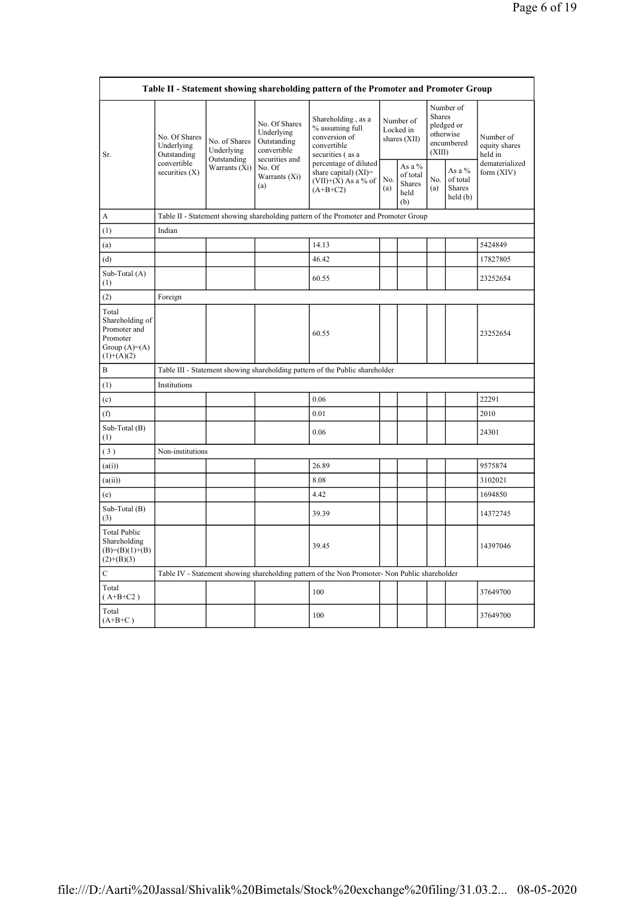| Table II - Statement showing shareholding pattern of the Promoter and Promoter Group | | | | | | | | | |
|---|---|---|---|---|---|---|---|---|---|
| Sr. | No. Of Shares Underlying Outstanding convertible securities (X) | No. of Shares Underlying Outstanding Warrants (Xi) | No. Of Shares Underlying Outstanding convertible securities and No. Of Warrants (Xi) (a) | Shareholding , as a % assuming full conversion of convertible securities ( as a percentage of diluted share capital) (XI)= (VII)+(X) As a % of (A+B+C2) | Number of Locked in shares (XII) | | Number of Shares pledged or otherwise encumbered (XIII) | | Number of equity shares held in dematerialized form (XIV) |
| | | | | | No. (a) | As a % of total Shares held (b) | No. (a) | As a % of total Shares held (b) | |
| A | Table II - Statement showing shareholding pattern of the Promoter and Promoter Group | | | | | | | | |
| (1) | Indian | | | | | | | | |
| (a) | | | | 14.13 | | | | | 5424849 |
| (d) | | | | 46.42 | | | | | 17827805 |
| Sub-Total (A) (1) | | | | 60.55 | | | | | 23252654 |
| (2) | Foreign | | | | | | | | |
| Total Shareholding of Promoter and Promoter Group (A)=(A)(1)+(A)(2) | | | | 60.55 | | | | | 23252654 |
| B | Table III - Statement showing shareholding pattern of the Public shareholder | | | | | | | | |
| (1) | Institutions | | | | | | | | |
| (c) | | | | 0.06 | | | | | 22291 |
| (f) | | | | 0.01 | | | | | 2010 |
| Sub-Total (B) (1) | | | | 0.06 | | | | | 24301 |
| ( 3 ) | Non-institutions | | | | | | | | |
| (a(i)) | | | | 26.89 | | | | | 9575874 |
| (a(ii)) | | | | 8.08 | | | | | 3102021 |
| (e) | | | | 4.42 | | | | | 1694850 |
| Sub-Total (B) (3) | | | | 39.39 | | | | | 14372745 |
| Total Public Shareholding (B)=(B)(1)+(B)(2)+(B)(3) | | | | 39.45 | | | | | 14397046 |
| C | Table IV - Statement showing shareholding pattern of the Non Promoter- Non Public shareholder | | | | | | | | |
| Total ( A+B+C2 ) | | | | 100 | | | | | 37649700 |
| Total (A+B+C ) | | | | 100 | | | | | 37649700 |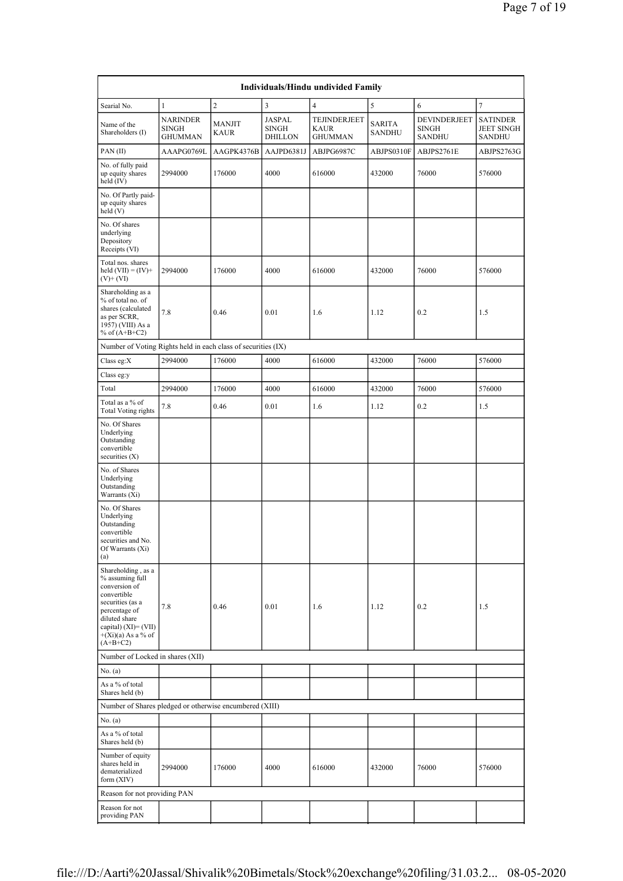| Individuals/Hindu undivided Family | | | | | | | |
|---|---|---|---|---|---|---|---|
| Searial No. | 1 | 2 | 3 | 4 | 5 | 6 | 7 |
| Name of the Shareholders (I) | NARINDER SINGH GHUMMAN | MANJIT KAUR | JASPAL SINGH DHILLON | TEJINDERJEET KAUR GHUMMAN | SARITA SANDHU | DEVINDERJEET SINGH SANDHU | SATINDER JEET SINGH SANDHU |
| PAN (II) | AAAPG0769L | AAGPK4376B | AAJPD6381J | ABJPG6987C | ABJPS0310F | ABJPS2761E | ABJPS2763G |
| No. of fully paid up equity shares held (IV) | 2994000 | 176000 | 4000 | 616000 | 432000 | 76000 | 576000 |
| No. Of Partly paid-up equity shares held (V) | | | | | | | |
| No. Of shares underlying Depository Receipts (VI) | | | | | | | |
| Total nos. shares held (VII) = (IV)+ (V)+ (VI) | 2994000 | 176000 | 4000 | 616000 | 432000 | 76000 | 576000 |
| Shareholding as a % of total no. of shares (calculated as per SCRR, 1957) (VIII) As a % of (A+B+C2) | 7.8 | 0.46 | 0.01 | 1.6 | 1.12 | 0.2 | 1.5 |
| Number of Voting Rights held in each class of securities (IX) | | | | | | | |
| Class eg:X | 2994000 | 176000 | 4000 | 616000 | 432000 | 76000 | 576000 |
| Class eg:y | | | | | | | |
| Total | 2994000 | 176000 | 4000 | 616000 | 432000 | 76000 | 576000 |
| Total as a % of Total Voting rights | 7.8 | 0.46 | 0.01 | 1.6 | 1.12 | 0.2 | 1.5 |
| No. Of Shares Underlying Outstanding convertible securities (X) | | | | | | | |
| No. of Shares Underlying Outstanding Warrants (Xi) | | | | | | | |
| No. Of Shares Underlying Outstanding convertible securities and No. Of Warrants (Xi) (a) | | | | | | | |
| Shareholding , as a % assuming full conversion of convertible securities (as a percentage of diluted share capital) (XI)= (VII) +(Xi)(a) As a % of (A+B+C2) | 7.8 | 0.46 | 0.01 | 1.6 | 1.12 | 0.2 | 1.5 |
| Number of Locked in shares (XII) | | | | | | | |
| No. (a) | | | | | | | |
| As a % of total Shares held (b) | | | | | | | |
| Number of Shares pledged or otherwise encumbered (XIII) | | | | | | | |
| No. (a) | | | | | | | |
| As a % of total Shares held (b) | | | | | | | |
| Number of equity shares held in dematerialized form (XIV) | 2994000 | 176000 | 4000 | 616000 | 432000 | 76000 | 576000 |
| Reason for not providing PAN | | | | | | | |
| Reason for not providing PAN | | | | | | | |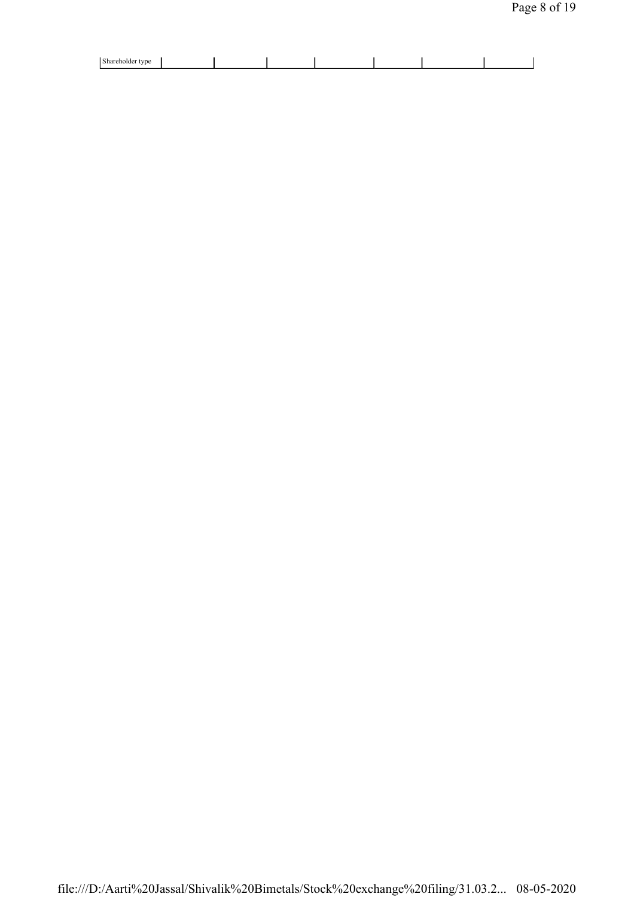| Shareholder type | | | | | | | |
|---|---|---|---|---|---|---|---|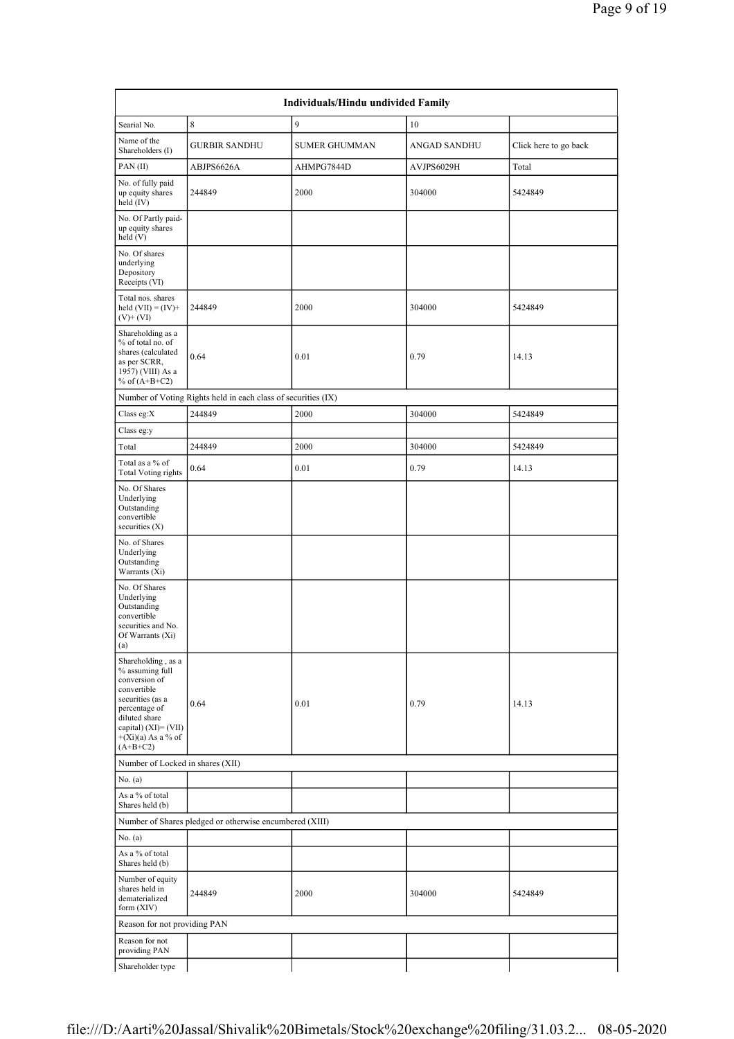| Individuals/Hindu undivided Family | | | | |
|---|---|---|---|---|
| Searial No. | 8 | 9 | 10 | |
| Name of the Shareholders (I) | GURBIR SANDHU | SUMER GHUMMAN | ANGAD SANDHU | Click here to go back |
| PAN (II) | ABJPS6626A | AHMPG7844D | AVJPS6029H | Total |
| No. of fully paid up equity shares held (IV) | 244849 | 2000 | 304000 | 5424849 |
| No. Of Partly paid-up equity shares held (V) | | | | |
| No. Of shares underlying Depository Receipts (VI) | | | | |
| Total nos. shares held (VII) = (IV)+ (V)+ (VI) | 244849 | 2000 | 304000 | 5424849 |
| Shareholding as a % of total no. of shares (calculated as per SCRR, 1957) (VIII) As a % of (A+B+C2) | 0.64 | 0.01 | 0.79 | 14.13 |
| Number of Voting Rights held in each class of securities (IX) | | | | |
| Class eg:X | 244849 | 2000 | 304000 | 5424849 |
| Class eg:y | | | | |
| Total | 244849 | 2000 | 304000 | 5424849 |
| Total as a % of Total Voting rights | 0.64 | 0.01 | 0.79 | 14.13 |
| No. Of Shares Underlying Outstanding convertible securities (X) | | | | |
| No. of Shares Underlying Outstanding Warrants (Xi) | | | | |
| No. Of Shares Underlying Outstanding convertible securities and No. Of Warrants (Xi) (a) | | | | |
| Shareholding , as a % assuming full conversion of convertible securities (as a percentage of diluted share capital) (XI)= (VII)+(Xi)(a) As a % of (A+B+C2) | 0.64 | 0.01 | 0.79 | 14.13 |
| Number of Locked in shares (XII) | | | | |
| No. (a) | | | | |
| As a % of total Shares held (b) | | | | |
| Number of Shares pledged or otherwise encumbered (XIII) | | | | |
| No. (a) | | | | |
| As a % of total Shares held (b) | | | | |
| Number of equity shares held in dematerialized form (XIV) | 244849 | 2000 | 304000 | 5424849 |
| Reason for not providing PAN | | | | |
| Reason for not providing PAN | | | | |
| Shareholder type | | | | |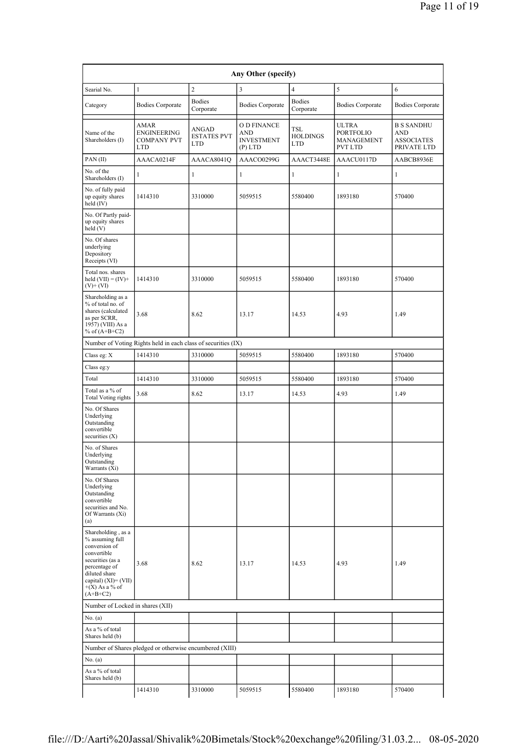| Any Other (specify) | | | | | | |
|---|---|---|---|---|---|---|
| Searial No. | 1 | 2 | 3 | 4 | 5 | 6 |
| Category | Bodies Corporate | Bodies Corporate | Bodies Corporate | Bodies Corporate | Bodies Corporate | Bodies Corporate |
| Name of the Shareholders (I) | AMAR ENGINEERING COMPANY PVT LTD | ANGAD ESTATES PVT LTD | O D FINANCE AND INVESTMENT (P) LTD | TSL HOLDINGS LTD | ULTRA PORTFOLIO MANAGEMENT PVT LTD | B S SANDHU AND ASSOCIATES PRIVATE LTD |
| PAN (II) | AAACA0214F | AAACA8041Q | AAACO0299G | AAACT3448E | AAACU0117D | AABCB8936E |
| No. of the Shareholders (I) | 1 | 1 | 1 | 1 | 1 | 1 |
| No. of fully paid up equity shares held (IV) | 1414310 | 3310000 | 5059515 | 5580400 | 1893180 | 570400 |
| No. Of Partly paid-up equity shares held (V) | | | | | | |
| No. Of shares underlying Depository Receipts (VI) | | | | | | |
| Total nos. shares held (VII) = (IV)+(V)+ (VI) | 1414310 | 3310000 | 5059515 | 5580400 | 1893180 | 570400 |
| Shareholding as a % of total no. of shares (calculated as per SCRR, 1957) (VIII) As a % of (A+B+C2) | 3.68 | 8.62 | 13.17 | 14.53 | 4.93 | 1.49 |
| Number of Voting Rights held in each class of securities (IX) | | | | | | |
| Class eg: X | 1414310 | 3310000 | 5059515 | 5580400 | 1893180 | 570400 |
| Class eg:y | | | | | | |
| Total | 1414310 | 3310000 | 5059515 | 5580400 | 1893180 | 570400 |
| Total as a % of Total Voting rights | 3.68 | 8.62 | 13.17 | 14.53 | 4.93 | 1.49 |
| No. Of Shares Underlying Outstanding convertible securities (X) | | | | | | |
| No. of Shares Underlying Outstanding Warrants (Xi) | | | | | | |
| No. Of Shares Underlying Outstanding convertible securities and No. Of Warrants (Xi) (a) | | | | | | |
| Shareholding , as a % assuming full conversion of convertible securities (as a percentage of diluted share capital) (XI)= (VII) +(X) As a % of (A+B+C2) | 3.68 | 8.62 | 13.17 | 14.53 | 4.93 | 1.49 |
| Number of Locked in shares (XII) | | | | | | |
| No. (a) | | | | | | |
| As a % of total Shares held (b) | | | | | | |
| Number of Shares pledged or otherwise encumbered (XIII) | | | | | | |
| No. (a) | | | | | | |
| As a % of total Shares held (b) | | | | | | |
| | 1414310 | 3310000 | 5059515 | 5580400 | 1893180 | 570400 |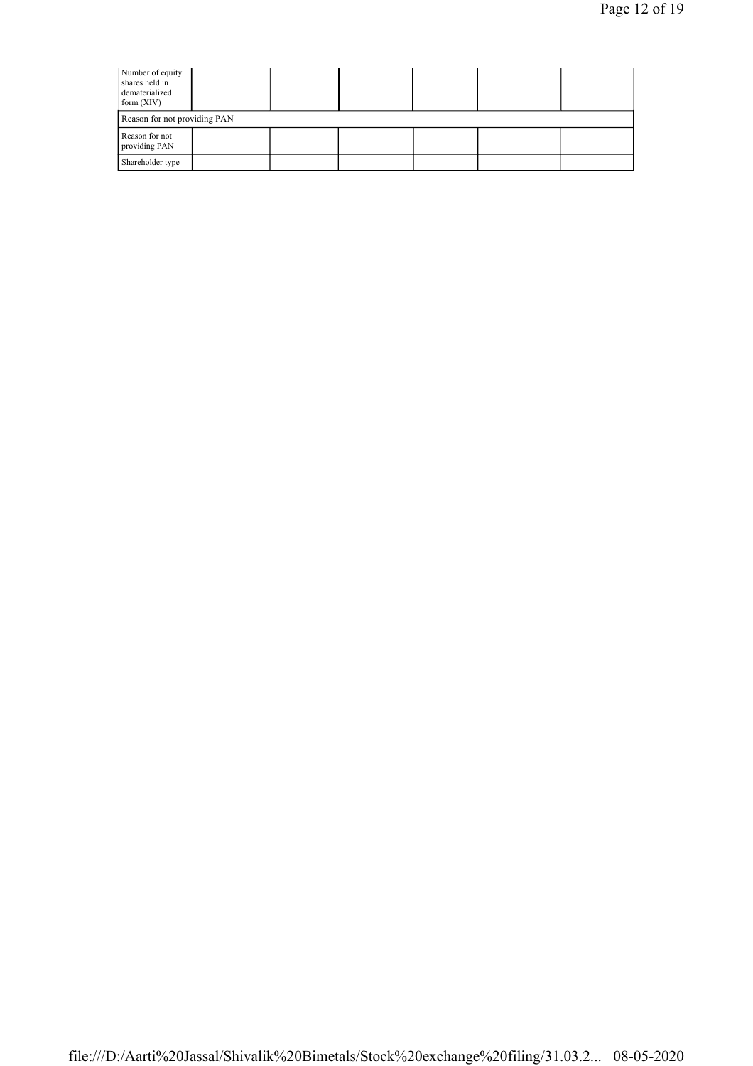| Number of equity shares held in dematerialized form (XIV) | | | | | |
|---|---|---|---|---|---|
| Reason for not providing PAN | | | | | |
| Reason for not providing PAN | | | | | |
| Shareholder type | | | | | |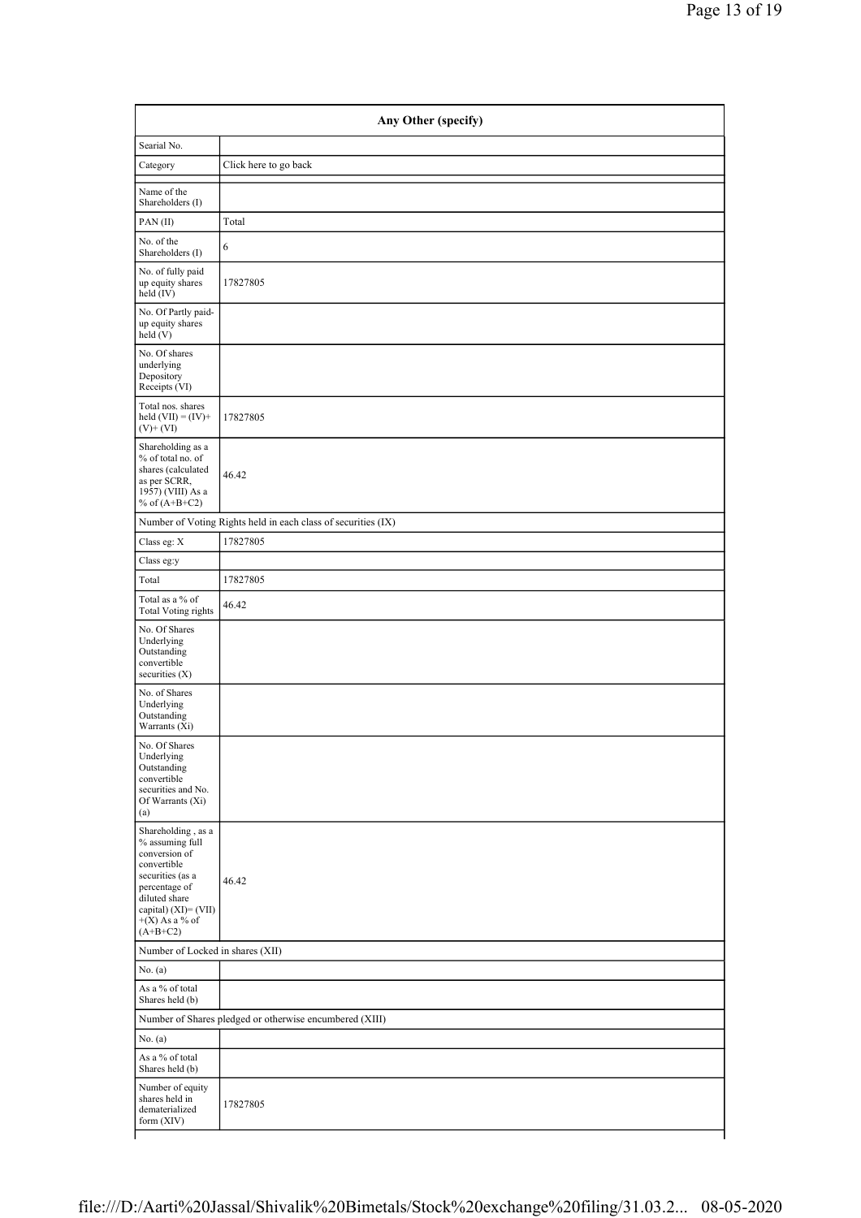| Any Other (specify) | |
|---|---|
| Searial No. | |
| Category | Click here to go back |
| Name of the Shareholders (I) | |
| PAN (II) | Total |
| No. of the Shareholders (I) | 6 |
| No. of fully paid up equity shares held (IV) | 17827805 |
| No. Of Partly paid-up equity shares held (V) | |
| No. Of shares underlying Depository Receipts (VI) | |
| Total nos. shares held (VII) = (IV)+ (V)+ (VI) | 17827805 |
| Shareholding as a % of total no. of shares (calculated as per SCRR, 1957) (VIII) As a % of (A+B+C2) | 46.42 |
| Number of Voting Rights held in each class of securities (IX) | |
| Class eg: X | 17827805 |
| Class eg:y | |
| Total | 17827805 |
| Total as a % of Total Voting rights | 46.42 |
| No. Of Shares Underlying Outstanding convertible securities (X) | |
| No. of Shares Underlying Outstanding Warrants (Xi) | |
| No. Of Shares Underlying Outstanding convertible securities and No. Of Warrants (Xi) (a) | |
| Shareholding , as a % assuming full conversion of convertible securities (as a percentage of diluted share capital) (XI)= (VII) +(X) As a % of (A+B+C2) | 46.42 |
| Number of Locked in shares (XII) | |
| No. (a) | |
| As a % of total Shares held (b) | |
| Number of Shares pledged or otherwise encumbered (XIII) | |
| No. (a) | |
| As a % of total Shares held (b) | |
| Number of equity shares held in dematerialized form (XIV) | 17827805 |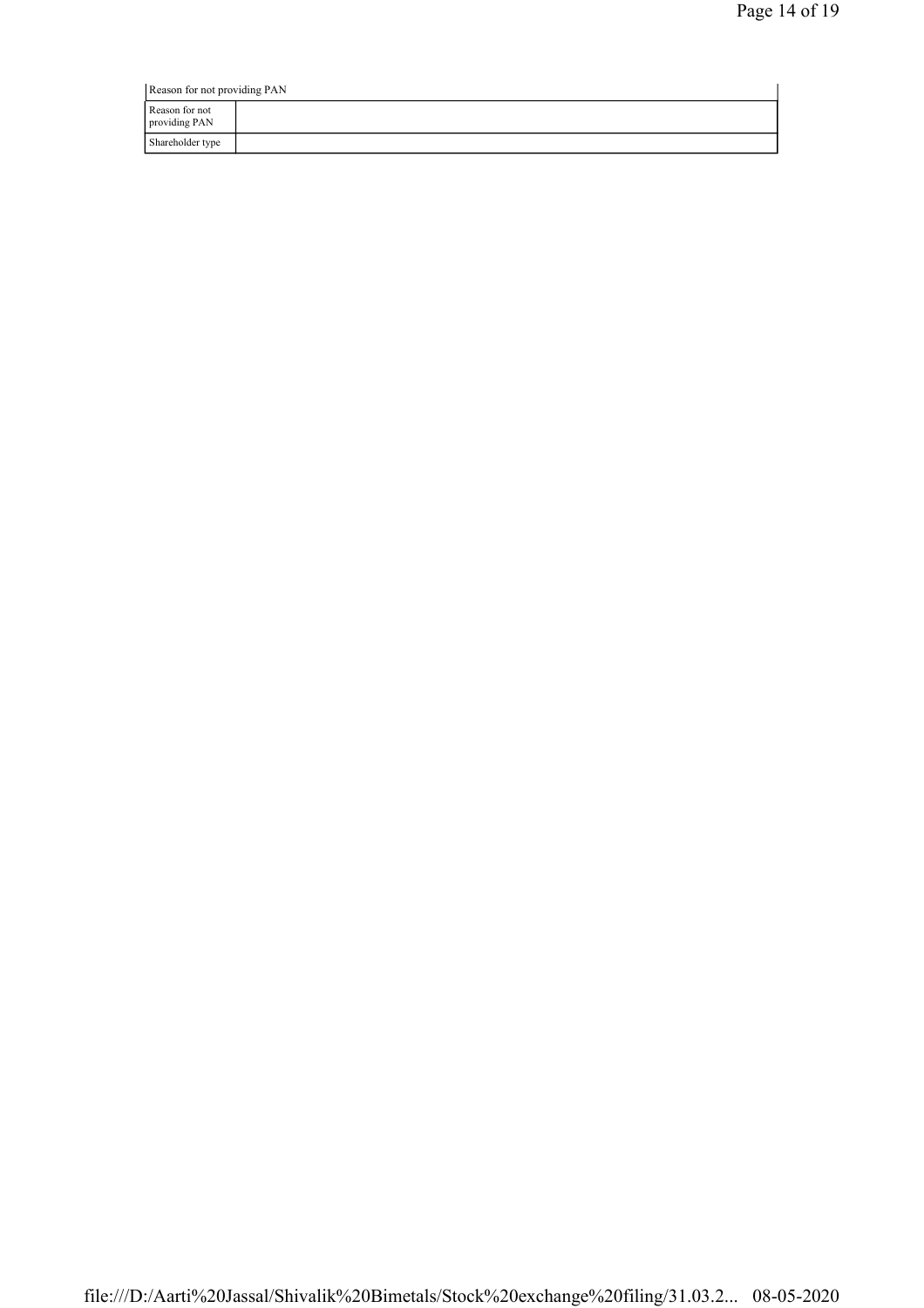| Reason for not providing PAN | |
|---|---|
| Reason for not providing PAN | |
| Shareholder type | |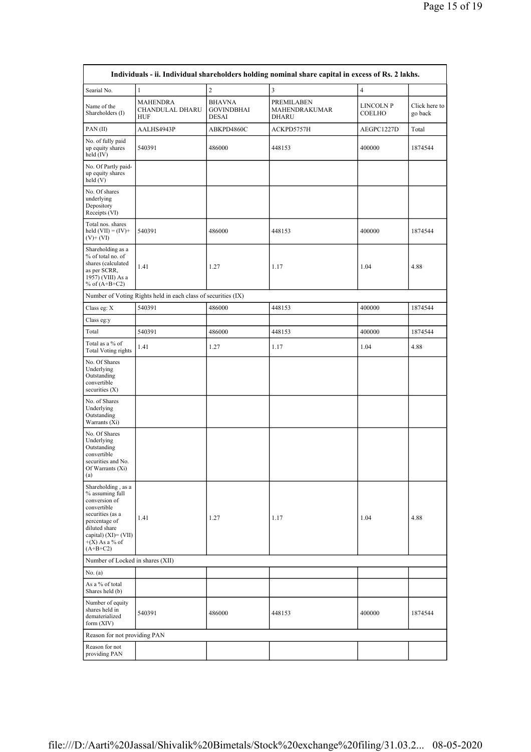| Individuals - ii. Individual shareholders holding nominal share capital in excess of Rs. 2 lakhs. | | | | | |
|---|---|---|---|---|---|
| Searial No. | 1 | 2 | 3 | 4 | |
| Name of the Shareholders (I) | MAHENDRA CHANDULAL DHARU HUF | BHAVNA GOVINDBHAI DESAI | PREMILABEN MAHENDRAKUMAR DHARU | LINCOLN P COELHO | Click here to go back |
| PAN (II) | AALHS4943P | ABKPD4860C | ACKPD5757H | AEGPC1227D | Total |
| No. of fully paid up equity shares held (IV) | 540391 | 486000 | 448153 | 400000 | 1874544 |
| No. Of Partly paid-up equity shares held (V) | | | | | |
| No. Of shares underlying Depository Receipts (VI) | | | | | |
| Total nos. shares held (VII) = (IV)+ (V)+ (VI) | 540391 | 486000 | 448153 | 400000 | 1874544 |
| Shareholding as a % of total no. of shares (calculated as per SCRR, 1957) (VIII) As a % of (A+B+C2) | 1.41 | 1.27 | 1.17 | 1.04 | 4.88 |
| Number of Voting Rights held in each class of securities (IX) | | | | | |
| Class eg: X | 540391 | 486000 | 448153 | 400000 | 1874544 |
| Class eg:y | | | | | |
| Total | 540391 | 486000 | 448153 | 400000 | 1874544 |
| Total as a % of Total Voting rights | 1.41 | 1.27 | 1.17 | 1.04 | 4.88 |
| No. Of Shares Underlying Outstanding convertible securities (X) | | | | | |
| No. of Shares Underlying Outstanding Warrants (Xi) | | | | | |
| No. Of Shares Underlying Outstanding convertible securities and No. Of Warrants (Xi) (a) | | | | | |
| Shareholding , as a % assuming full conversion of convertible securities (as a percentage of diluted share capital) (XI)= (VII) +(X) As a % of (A+B+C2) | 1.41 | 1.27 | 1.17 | 1.04 | 4.88 |
| Number of Locked in shares (XII) | | | | | |
| No. (a) | | | | | |
| As a % of total Shares held (b) | | | | | |
| Number of equity shares held in dematerialized form (XIV) | 540391 | 486000 | 448153 | 400000 | 1874544 |
| Reason for not providing PAN | | | | | |
| Reason for not providing PAN | | | | | |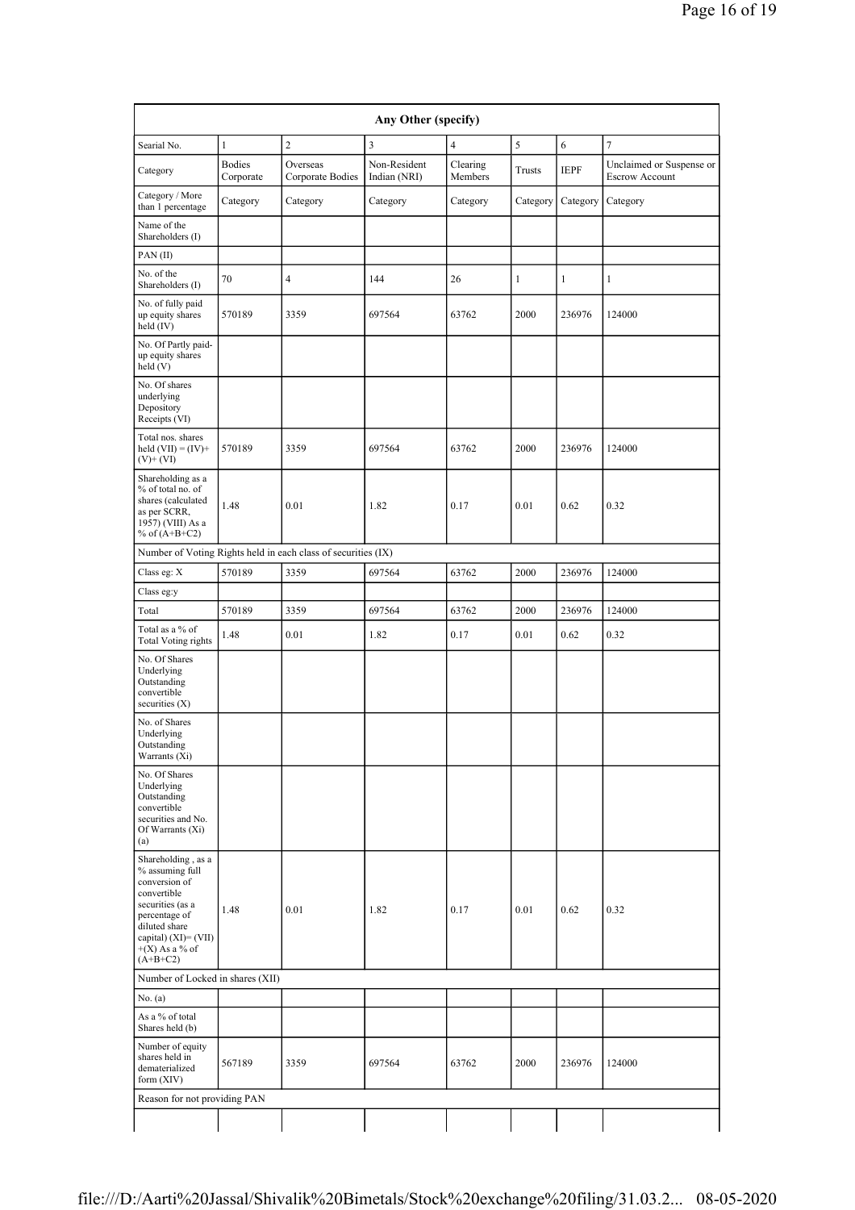| Any Other (specify) | | | | | | | |
|---|---|---|---|---|---|---|---|
| Searial No. | 1 | 2 | 3 | 4 | 5 | 6 | 7 |
| Category | Bodies Corporate | Overseas Corporate Bodies | Non-Resident Indian (NRI) | Clearing Members | Trusts | IEPF | Unclaimed or Suspense or Escrow Account |
| Category / More than 1 percentage | Category | Category | Category | Category | Category | Category | Category |
| Name of the Shareholders (I) | | | | | | | |
| PAN (II) | | | | | | | |
| No. of the Shareholders (I) | 70 | 4 | 144 | 26 | 1 | 1 | 1 |
| No. of fully paid up equity shares held (IV) | 570189 | 3359 | 697564 | 63762 | 2000 | 236976 | 124000 |
| No. Of Partly paid-up equity shares held (V) | | | | | | | |
| No. Of shares underlying Depository Receipts (VI) | | | | | | | |
| Total nos. shares held (VII) = (IV)+ (V)+ (VI) | 570189 | 3359 | 697564 | 63762 | 2000 | 236976 | 124000 |
| Shareholding as a % of total no. of shares (calculated as per SCRR, 1957) (VIII) As a % of (A+B+C2) | 1.48 | 0.01 | 1.82 | 0.17 | 0.01 | 0.62 | 0.32 |
| Number of Voting Rights held in each class of securities (IX) | | | | | | | |
| Class eg: X | 570189 | 3359 | 697564 | 63762 | 2000 | 236976 | 124000 |
| Class eg:y | | | | | | | |
| Total | 570189 | 3359 | 697564 | 63762 | 2000 | 236976 | 124000 |
| Total as a % of Total Voting rights | 1.48 | 0.01 | 1.82 | 0.17 | 0.01 | 0.62 | 0.32 |
| No. Of Shares Underlying Outstanding convertible securities (X) | | | | | | | |
| No. of Shares Underlying Outstanding Warrants (Xi) | | | | | | | |
| No. Of Shares Underlying Outstanding convertible securities and No. Of Warrants (Xi) (a) | | | | | | | |
| Shareholding , as a % assuming full conversion of convertible securities (as a percentage of diluted share capital) (XI)= (VII)+(X) As a % of (A+B+C2) | 1.48 | 0.01 | 1.82 | 0.17 | 0.01 | 0.62 | 0.32 |
| Number of Locked in shares (XII) | | | | | | | |
| No. (a) | | | | | | | |
| As a % of total Shares held (b) | | | | | | | |
| Number of equity shares held in dematerialized form (XIV) | 567189 | 3359 | 697564 | 63762 | 2000 | 236976 | 124000 |
| Reason for not providing PAN | | | | | | | |
| | | | | | | | |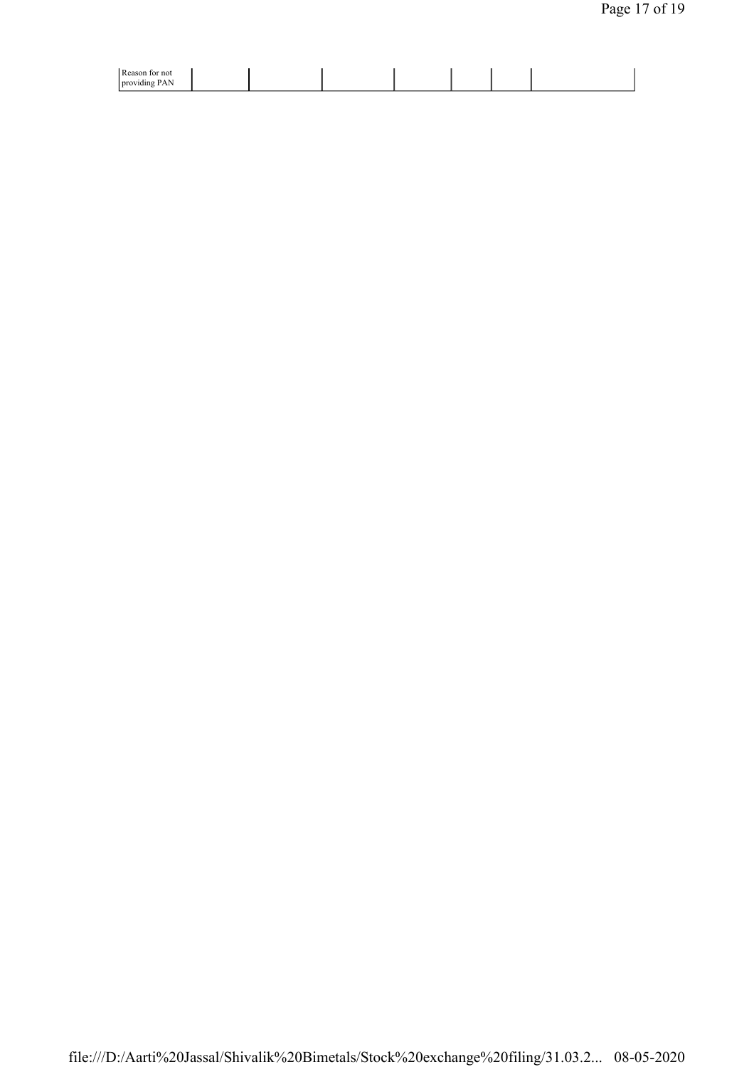| Reason for not providing PAN | | | | | | | |
|---|---|---|---|---|---|---|---|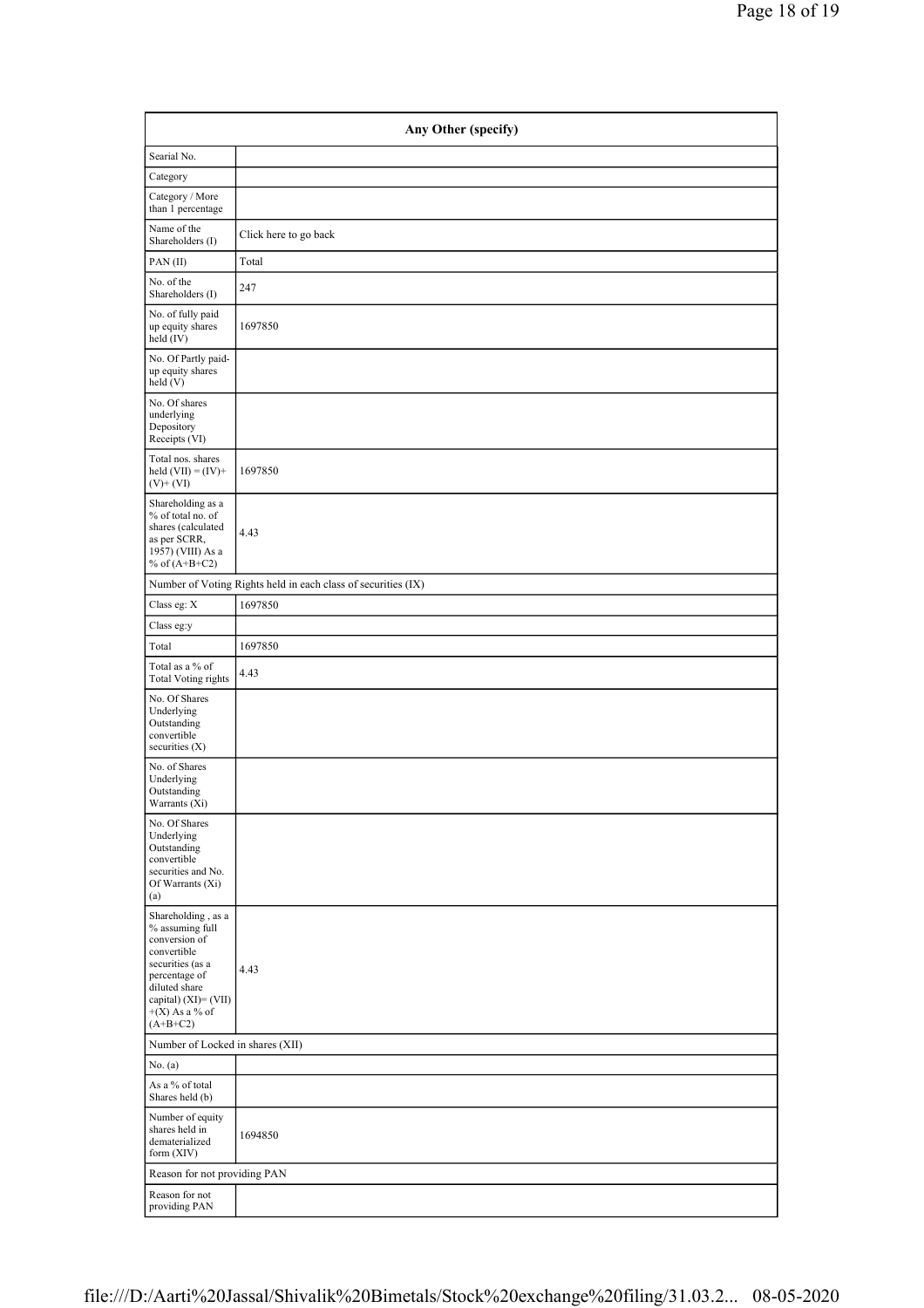| Any Other (specify) | |
|---|---|
| Searial No. | |
| Category | |
| Category / More than 1 percentage | |
| Name of the Shareholders (I) | Click here to go back |
| PAN (II) | Total |
| No. of the Shareholders (I) | 247 |
| No. of fully paid up equity shares held (IV) | 1697850 |
| No. Of Partly paid-up equity shares held (V) | |
| No. Of shares underlying Depository Receipts (VI) | |
| Total nos. shares held (VII) = (IV)+ (V)+ (VI) | 1697850 |
| Shareholding as a % of total no. of shares (calculated as per SCRR, 1957) (VIII) As a % of (A+B+C2) | 4.43 |
| Number of Voting Rights held in each class of securities (IX) | |
| Class eg: X | 1697850 |
| Class eg:y | |
| Total | 1697850 |
| Total as a % of Total Voting rights | 4.43 |
| No. Of Shares Underlying Outstanding convertible securities (X) | |
| No. of Shares Underlying Outstanding Warrants (Xi) | |
| No. Of Shares Underlying Outstanding convertible securities and No. Of Warrants (Xi) (a) | |
| Shareholding , as a % assuming full conversion of convertible securities (as a percentage of diluted share capital) (XI)= (VII)+(X) As a % of (A+B+C2) | 4.43 |
| Number of Locked in shares (XII) | |
| No. (a) | |
| As a % of total Shares held (b) | |
| Number of equity shares held in dematerialized form (XIV) | 1694850 |
| Reason for not providing PAN | |
| Reason for not providing PAN | |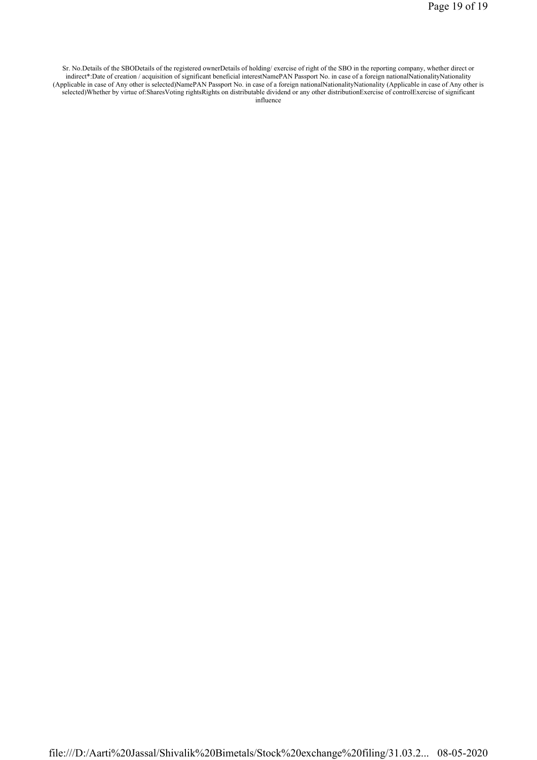| Sr. No. | Details of the SBO | | | | Details of the registered owner | | | | Details of holding/ exercise of right of the SBO in the reporting company, whether direct or indirect*: | | | | | Date of creation / acquisition of significant beneficial interest |
|---|---|---|---|---|---|---|---|---|---|---|---|---|---|---|
| | Name | PAN Passport No. in case of a foreign national | Nationality | Nationality (Applicable in case of Any other is selected) | Name | PAN Passport No. in case of a foreign national | Nationality | Nationality (Applicable in case of Any other is selected) | Whether by virtue of: Shares | Voting rights | Rights on distributable dividend or any other distribution | Exercise of control | Exercise of significant influence | |